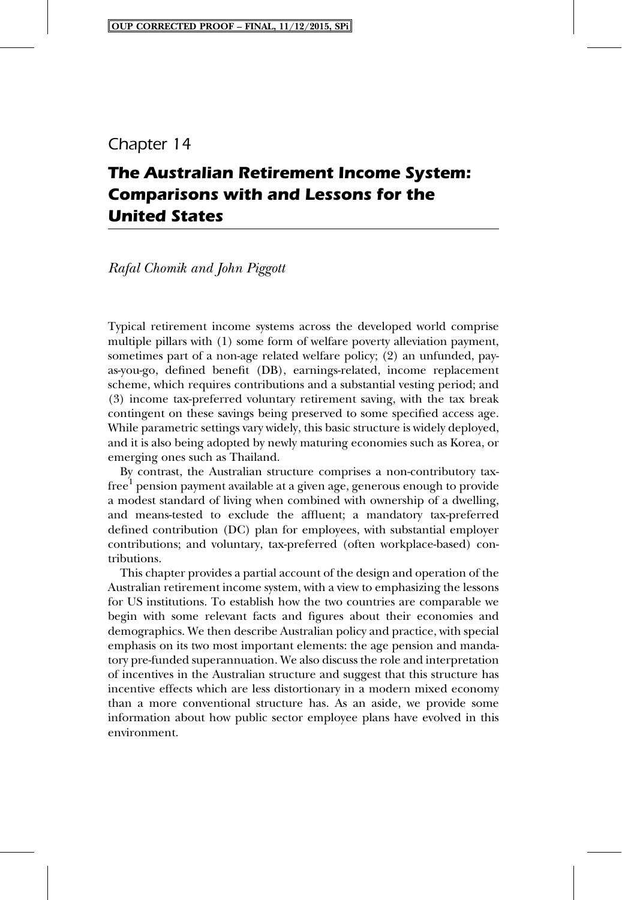Chapter 14

# The Australian Retirement Income System: Comparisons with and Lessons for the United States

*Rafal Chomik and John Piggott*

Typical retirement income systems across the developed world comprise multiple pillars with (1) some form of welfare poverty alleviation payment, sometimes part of a non-age related welfare policy; (2) an unfunded, pay-as-you-go, defined benefit (DB), earnings-related, income replacement scheme, which requires contributions and a substantial vesting period; and (3) income tax-preferred voluntary retirement saving, with the tax break contingent on these savings being preserved to some specified access age. While parametric settings vary widely, this basic structure is widely deployed, and it is also being adopted by newly maturing economies such as Korea, or emerging ones such as Thailand.

By contrast, the Australian structure comprises a non-contributory tax-free[1] pension payment available at a given age, generous enough to provide a modest standard of living when combined with ownership of a dwelling, and means-tested to exclude the affluent; a mandatory tax-preferred defined contribution (DC) plan for employees, with substantial employer contributions; and voluntary, tax-preferred (often workplace-based) contributions.

This chapter provides a partial account of the design and operation of the Australian retirement income system, with a view to emphasizing the lessons for US institutions. To establish how the two countries are comparable we begin with some relevant facts and figures about their economies and demographics. We then describe Australian policy and practice, with special emphasis on its two most important elements: the age pension and mandatory pre-funded superannuation. We also discuss the role and interpretation of incentives in the Australian structure and suggest that this structure has incentive effects which are less distortionary in a modern mixed economy than a more conventional structure has. As an aside, we provide some information about how public sector employee plans have evolved in this environment.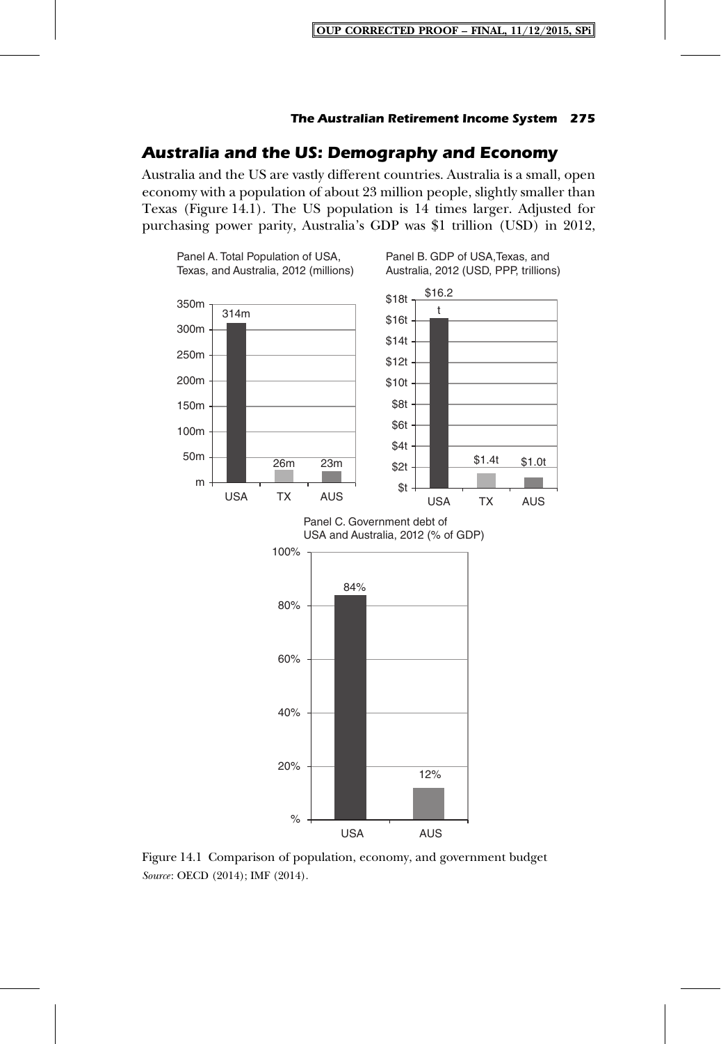## Australia and the US: Demography and Economy

Australia and the US are vastly different countries. Australia is a small, open economy with a population of about 23 million people, slightly smaller than Texas (Figure 14.1). The US population is 14 times larger. Adjusted for purchasing power parity, Australia's GDP was $1 trillion (USD) in 2012,

Panel A. Total Population of USA, Texas, and Australia, 2012 (millions)

| | USA | TX | AUS |
|---|---|---|---|
| Population | 314m | 26m | 23m |

Panel B. GDP of USA, Texas, and Australia, 2012 (USD, PPP, trillions)

| | USA | TX | AUS |
|---|---|---|---|
| GDP | $16.2t | $1.4t | $1.0t |

Panel C. Government debt of USA and Australia, 2012 (% of GDP)

| | USA | AUS |
|---|---|---|
| Government debt | 84% | 12% |

Figure 14.1 Comparison of population, economy, and government budget
*Source*: OECD (2014); IMF (2014).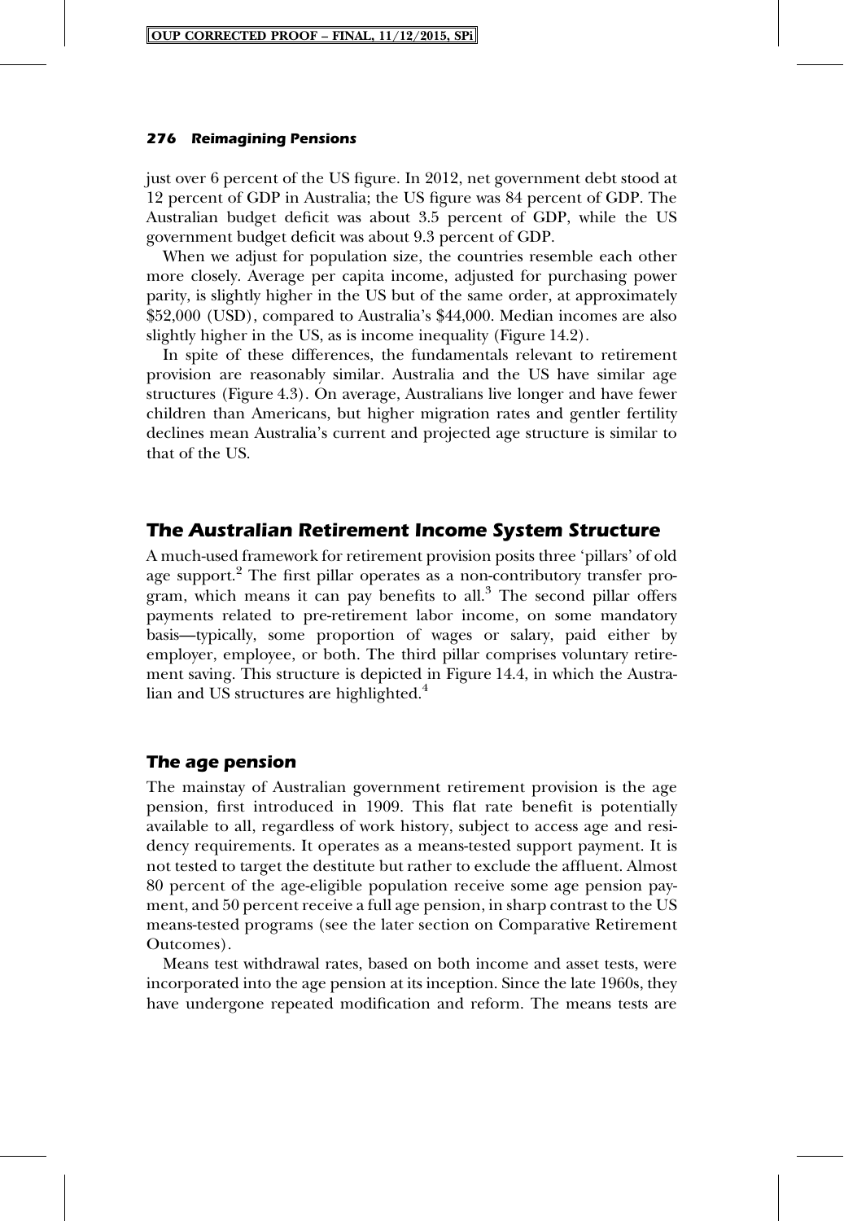just over 6 percent of the US figure. In 2012, net government debt stood at 12 percent of GDP in Australia; the US figure was 84 percent of GDP. The Australian budget deficit was about 3.5 percent of GDP, while the US government budget deficit was about 9.3 percent of GDP.

When we adjust for population size, the countries resemble each other more closely. Average per capita income, adjusted for purchasing power parity, is slightly higher in the US but of the same order, at approximately $52,000 (USD), compared to Australia's $44,000. Median incomes are also slightly higher in the US, as is income inequality (Figure 14.2).

In spite of these differences, the fundamentals relevant to retirement provision are reasonably similar. Australia and the US have similar age structures (Figure 4.3). On average, Australians live longer and have fewer children than Americans, but higher migration rates and gentler fertility declines mean Australia's current and projected age structure is similar to that of the US.

## The Australian Retirement Income System Structure

A much-used framework for retirement provision posits three 'pillars' of old age support.[2] The first pillar operates as a non-contributory transfer program, which means it can pay benefits to all.[3] The second pillar offers payments related to pre-retirement labor income, on some mandatory basis—typically, some proportion of wages or salary, paid either by employer, employee, or both. The third pillar comprises voluntary retirement saving. This structure is depicted in Figure 14.4, in which the Australian and US structures are highlighted.[4]

### The age pension

The mainstay of Australian government retirement provision is the age pension, first introduced in 1909. This flat rate benefit is potentially available to all, regardless of work history, subject to access age and residency requirements. It operates as a means-tested support payment. It is not tested to target the destitute but rather to exclude the affluent. Almost 80 percent of the age-eligible population receive some age pension payment, and 50 percent receive a full age pension, in sharp contrast to the US means-tested programs (see the later section on Comparative Retirement Outcomes).

Means test withdrawal rates, based on both income and asset tests, were incorporated into the age pension at its inception. Since the late 1960s, they have undergone repeated modification and reform. The means tests are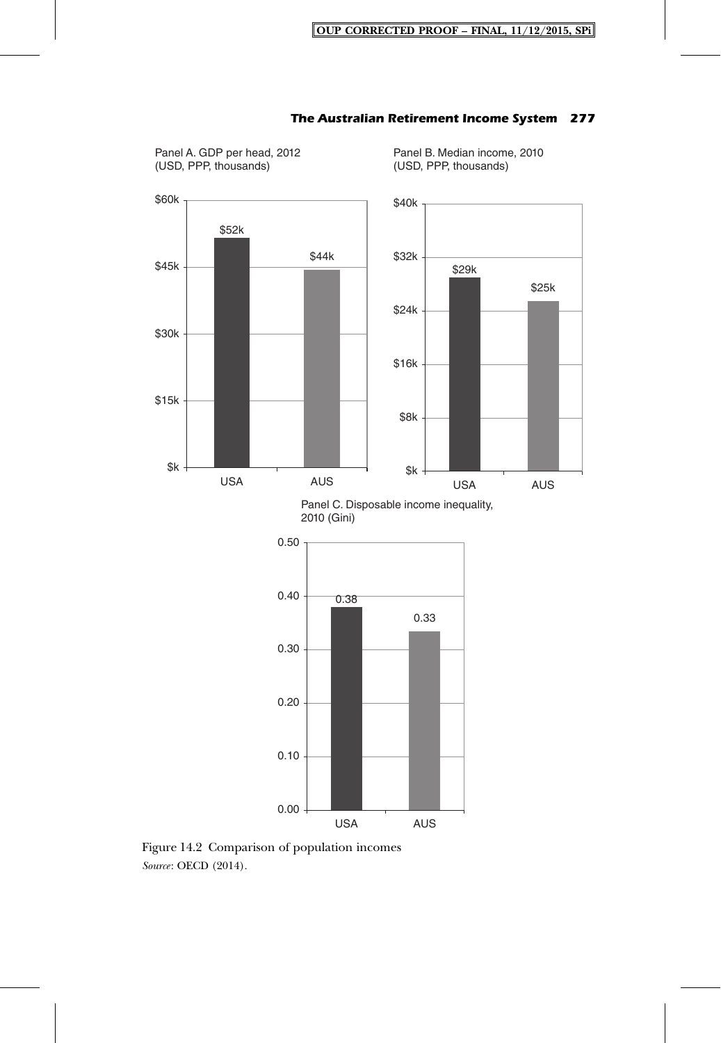Panel A. GDP per head, 2012
(USD, PPP, thousands)

| | USA | AUS |
|---|---|---|
| GDP per head | $52k | $44k |

Panel B. Median income, 2010
(USD, PPP, thousands)

| | USA | AUS |
|---|---|---|
| Median income | $29k | $25k |

Panel C. Disposable income inequality, 2010 (Gini)

| | USA | AUS |
|---|---|---|
| Gini | 0.38 | 0.33 |

Figure 14.2 Comparison of population incomes

*Source*: OECD (2014).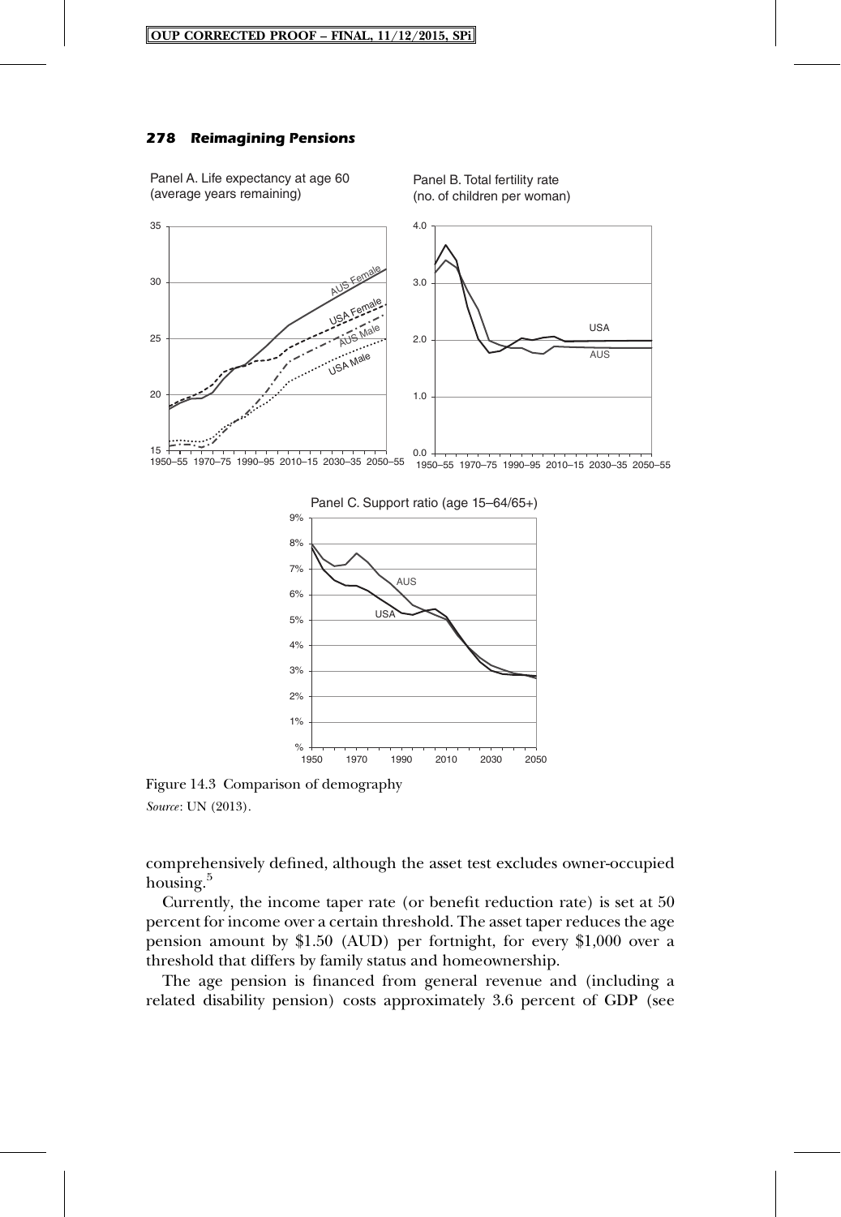Panel A. Life expectancy at age 60 (average years remaining)

Panel B. Total fertility rate (no. of children per woman)

Panel C. Support ratio (age 15–64/65+)

Figure 14.3 Comparison of demography

*Source*: UN (2013).

comprehensively defined, although the asset test excludes owner-occupied housing.[5]

Currently, the income taper rate (or benefit reduction rate) is set at 50 percent for income over a certain threshold. The asset taper reduces the age pension amount by $1.50 (AUD) per fortnight, for every $1,000 over a threshold that differs by family status and homeownership.

The age pension is financed from general revenue and (including a related disability pension) costs approximately 3.6 percent of GDP (see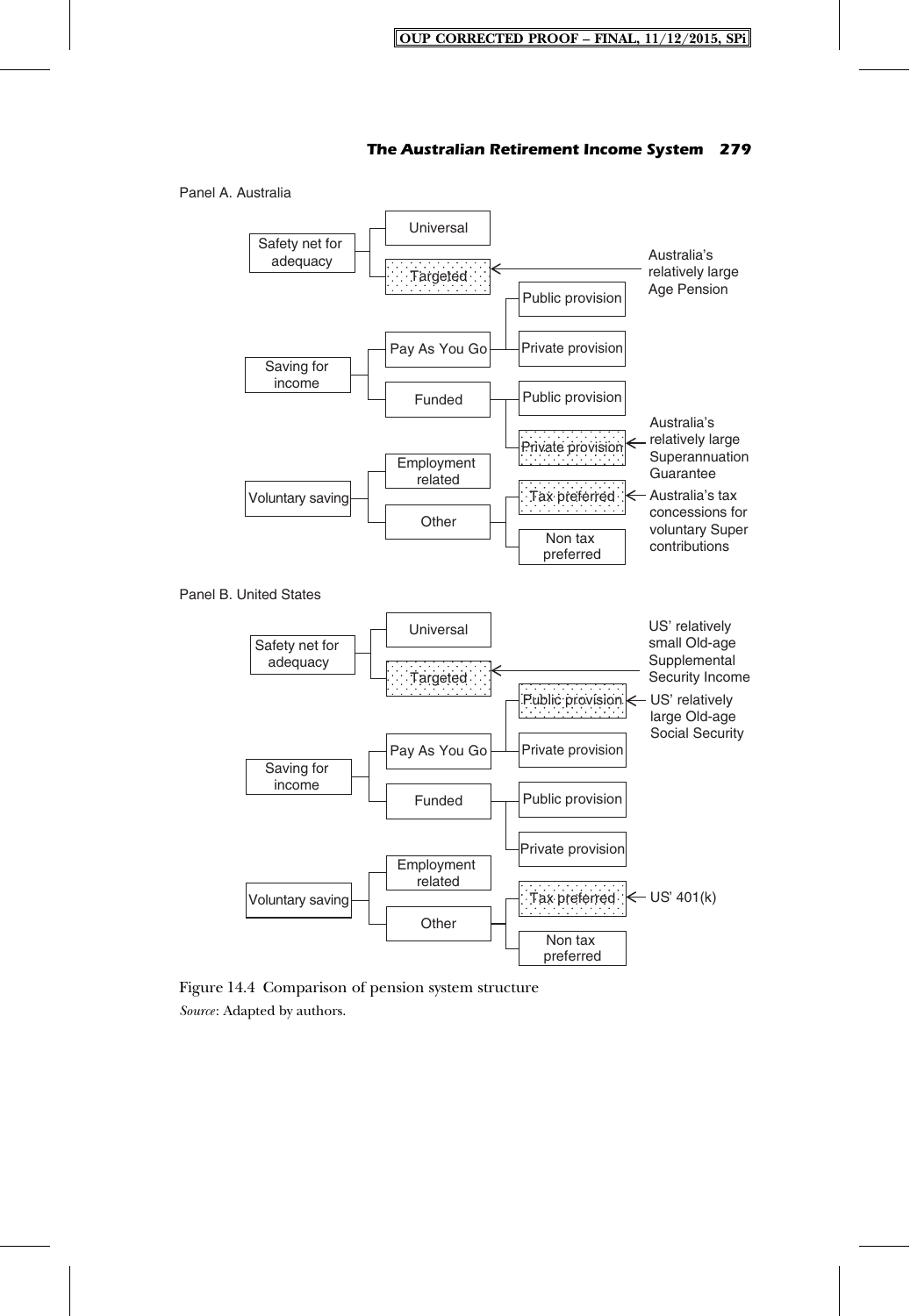Panel A. Australia

- Safety net for adequacy
  - Universal
  - Targeted ← Australia's relatively large Age Pension
- Saving for income
  - Pay As You Go
    - Public provision
    - Private provision
  - Funded
    - Public provision
    - Private provision ← Australia's relatively large Superannuation Guarantee
- Voluntary saving
  - Employment related
  - Other
    - Tax preferred ← Australia's tax concessions for voluntary Super contributions
    - Non tax preferred

Panel B. United States

- Safety net for adequacy
  - Universal
  - Targeted ← US' relatively small Old-age Supplemental Security Income
- Saving for income
  - Pay As You Go
    - Public provision ← US' relatively large Old-age Social Security
    - Private provision
  - Funded
    - Public provision
    - Private provision
- Voluntary saving
  - Employment related
  - Other
    - Tax preferred ← US' 401(k)
    - Non tax preferred

Figure 14.4 Comparison of pension system structure

*Source*: Adapted by authors.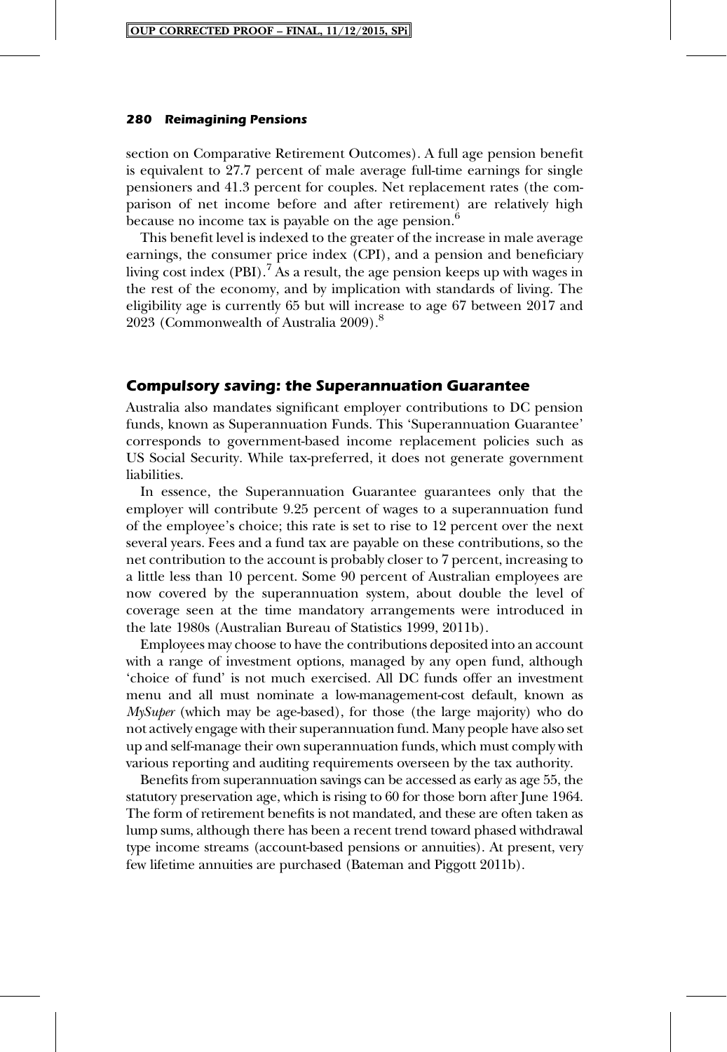section on Comparative Retirement Outcomes). A full age pension benefit is equivalent to 27.7 percent of male average full-time earnings for single pensioners and 41.3 percent for couples. Net replacement rates (the comparison of net income before and after retirement) are relatively high because no income tax is payable on the age pension.[6]

This benefit level is indexed to the greater of the increase in male average earnings, the consumer price index (CPI), and a pension and beneficiary living cost index (PBI).[7] As a result, the age pension keeps up with wages in the rest of the economy, and by implication with standards of living. The eligibility age is currently 65 but will increase to age 67 between 2017 and 2023 (Commonwealth of Australia 2009).[8]

## Compulsory saving: the Superannuation Guarantee

Australia also mandates significant employer contributions to DC pension funds, known as Superannuation Funds. This 'Superannuation Guarantee' corresponds to government-based income replacement policies such as US Social Security. While tax-preferred, it does not generate government liabilities.

In essence, the Superannuation Guarantee guarantees only that the employer will contribute 9.25 percent of wages to a superannuation fund of the employee's choice; this rate is set to rise to 12 percent over the next several years. Fees and a fund tax are payable on these contributions, so the net contribution to the account is probably closer to 7 percent, increasing to a little less than 10 percent. Some 90 percent of Australian employees are now covered by the superannuation system, about double the level of coverage seen at the time mandatory arrangements were introduced in the late 1980s (Australian Bureau of Statistics 1999, 2011b).

Employees may choose to have the contributions deposited into an account with a range of investment options, managed by any open fund, although 'choice of fund' is not much exercised. All DC funds offer an investment menu and all must nominate a low-management-cost default, known as *MySuper* (which may be age-based), for those (the large majority) who do not actively engage with their superannuation fund. Many people have also set up and self-manage their own superannuation funds, which must comply with various reporting and auditing requirements overseen by the tax authority.

Benefits from superannuation savings can be accessed as early as age 55, the statutory preservation age, which is rising to 60 for those born after June 1964. The form of retirement benefits is not mandated, and these are often taken as lump sums, although there has been a recent trend toward phased withdrawal type income streams (account-based pensions or annuities). At present, very few lifetime annuities are purchased (Bateman and Piggott 2011b).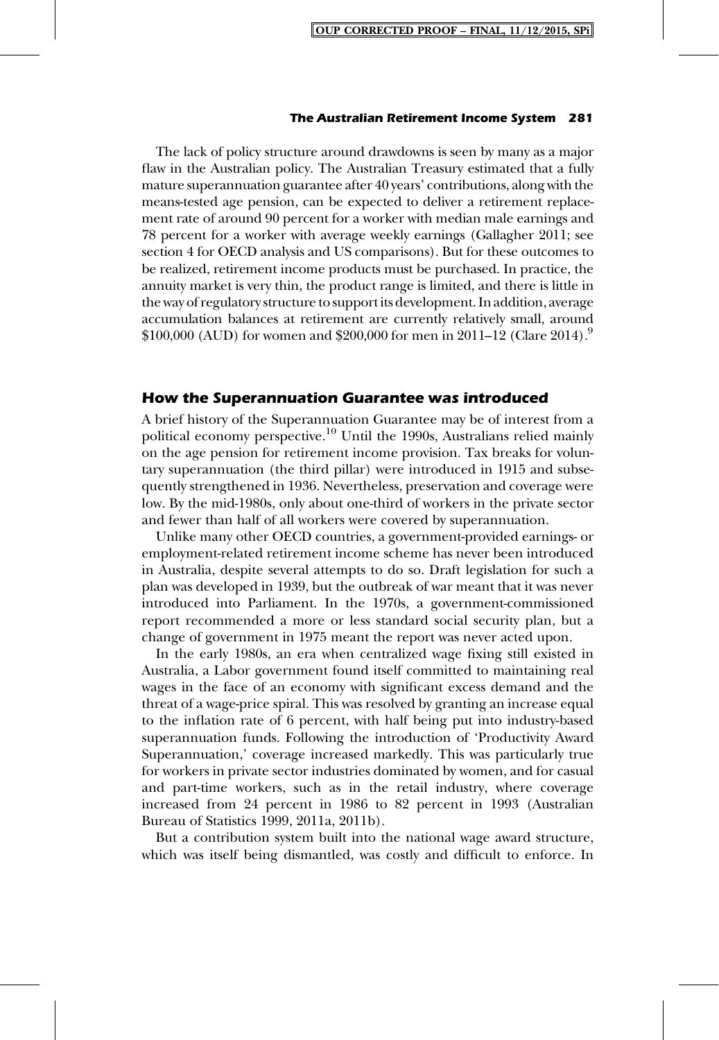The lack of policy structure around drawdowns is seen by many as a major flaw in the Australian policy. The Australian Treasury estimated that a fully mature superannuation guarantee after 40 years' contributions, along with the means-tested age pension, can be expected to deliver a retirement replacement rate of around 90 percent for a worker with median male earnings and 78 percent for a worker with average weekly earnings (Gallagher 2011; see section 4 for OECD analysis and US comparisons). But for these outcomes to be realized, retirement income products must be purchased. In practice, the annuity market is very thin, the product range is limited, and there is little in the way of regulatory structure to support its development. In addition, average accumulation balances at retirement are currently relatively small, around \$100,000 (AUD) for women and \$200,000 for men in 2011–12 (Clare 2014).[9]

## *How the Superannuation Guarantee was introduced*

A brief history of the Superannuation Guarantee may be of interest from a political economy perspective.[10] Until the 1990s, Australians relied mainly on the age pension for retirement income provision. Tax breaks for voluntary superannuation (the third pillar) were introduced in 1915 and subsequently strengthened in 1936. Nevertheless, preservation and coverage were low. By the mid-1980s, only about one-third of workers in the private sector and fewer than half of all workers were covered by superannuation.

Unlike many other OECD countries, a government-provided earnings- or employment-related retirement income scheme has never been introduced in Australia, despite several attempts to do so. Draft legislation for such a plan was developed in 1939, but the outbreak of war meant that it was never introduced into Parliament. In the 1970s, a government-commissioned report recommended a more or less standard social security plan, but a change of government in 1975 meant the report was never acted upon.

In the early 1980s, an era when centralized wage fixing still existed in Australia, a Labor government found itself committed to maintaining real wages in the face of an economy with significant excess demand and the threat of a wage-price spiral. This was resolved by granting an increase equal to the inflation rate of 6 percent, with half being put into industry-based superannuation funds. Following the introduction of 'Productivity Award Superannuation,' coverage increased markedly. This was particularly true for workers in private sector industries dominated by women, and for casual and part-time workers, such as in the retail industry, where coverage increased from 24 percent in 1986 to 82 percent in 1993 (Australian Bureau of Statistics 1999, 2011a, 2011b).

But a contribution system built into the national wage award structure, which was itself being dismantled, was costly and difficult to enforce. In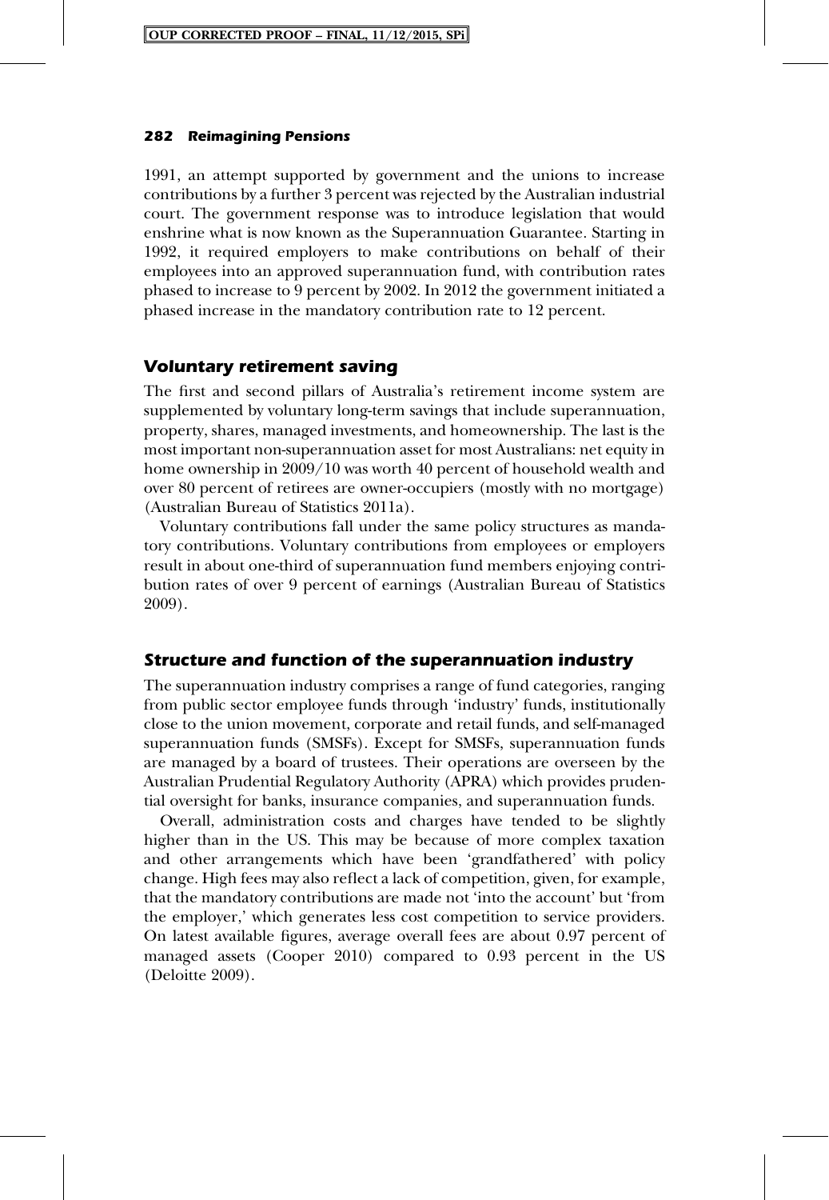1991, an attempt supported by government and the unions to increase contributions by a further 3 percent was rejected by the Australian industrial court. The government response was to introduce legislation that would enshrine what is now known as the Superannuation Guarantee. Starting in 1992, it required employers to make contributions on behalf of their employees into an approved superannuation fund, with contribution rates phased to increase to 9 percent by 2002. In 2012 the government initiated a phased increase in the mandatory contribution rate to 12 percent.

### *Voluntary retirement saving*

The first and second pillars of Australia's retirement income system are supplemented by voluntary long-term savings that include superannuation, property, shares, managed investments, and homeownership. The last is the most important non-superannuation asset for most Australians: net equity in home ownership in 2009/10 was worth 40 percent of household wealth and over 80 percent of retirees are owner-occupiers (mostly with no mortgage) (Australian Bureau of Statistics 2011a).

Voluntary contributions fall under the same policy structures as mandatory contributions. Voluntary contributions from employees or employers result in about one-third of superannuation fund members enjoying contribution rates of over 9 percent of earnings (Australian Bureau of Statistics 2009).

### *Structure and function of the superannuation industry*

The superannuation industry comprises a range of fund categories, ranging from public sector employee funds through 'industry' funds, institutionally close to the union movement, corporate and retail funds, and self-managed superannuation funds (SMSFs). Except for SMSFs, superannuation funds are managed by a board of trustees. Their operations are overseen by the Australian Prudential Regulatory Authority (APRA) which provides prudential oversight for banks, insurance companies, and superannuation funds.

Overall, administration costs and charges have tended to be slightly higher than in the US. This may be because of more complex taxation and other arrangements which have been 'grandfathered' with policy change. High fees may also reflect a lack of competition, given, for example, that the mandatory contributions are made not 'into the account' but 'from the employer,' which generates less cost competition to service providers. On latest available figures, average overall fees are about 0.97 percent of managed assets (Cooper 2010) compared to 0.93 percent in the US (Deloitte 2009).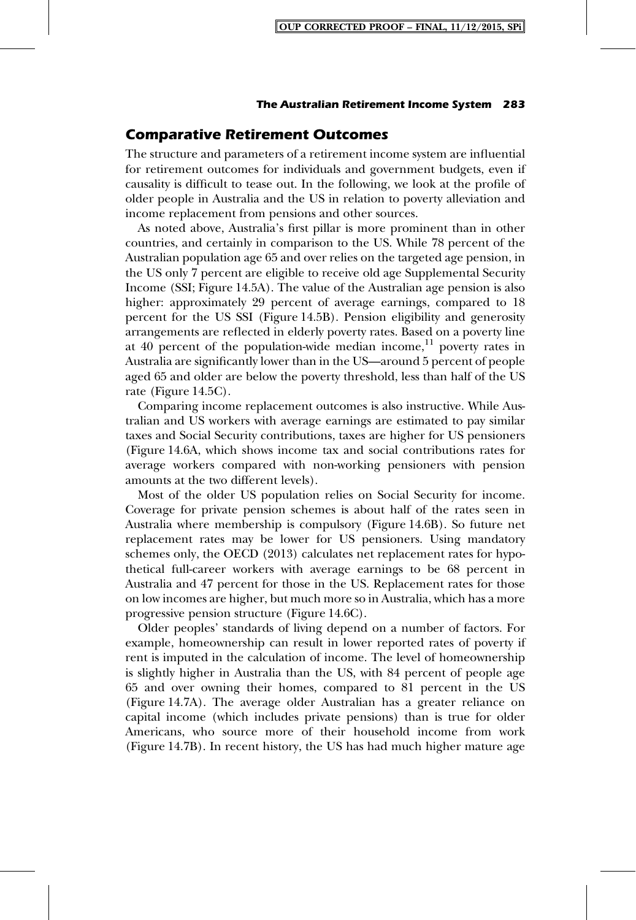## Comparative Retirement Outcomes

The structure and parameters of a retirement income system are influential for retirement outcomes for individuals and government budgets, even if causality is difficult to tease out. In the following, we look at the profile of older people in Australia and the US in relation to poverty alleviation and income replacement from pensions and other sources.

As noted above, Australia's first pillar is more prominent than in other countries, and certainly in comparison to the US. While 78 percent of the Australian population age 65 and over relies on the targeted age pension, in the US only 7 percent are eligible to receive old age Supplemental Security Income (SSI; Figure 14.5A). The value of the Australian age pension is also higher: approximately 29 percent of average earnings, compared to 18 percent for the US SSI (Figure 14.5B). Pension eligibility and generosity arrangements are reflected in elderly poverty rates. Based on a poverty line at 40 percent of the population-wide median income,[11] poverty rates in Australia are significantly lower than in the US—around 5 percent of people aged 65 and older are below the poverty threshold, less than half of the US rate (Figure 14.5C).

Comparing income replacement outcomes is also instructive. While Australian and US workers with average earnings are estimated to pay similar taxes and Social Security contributions, taxes are higher for US pensioners (Figure 14.6A, which shows income tax and social contributions rates for average workers compared with non-working pensioners with pension amounts at the two different levels).

Most of the older US population relies on Social Security for income. Coverage for private pension schemes is about half of the rates seen in Australia where membership is compulsory (Figure 14.6B). So future net replacement rates may be lower for US pensioners. Using mandatory schemes only, the OECD (2013) calculates net replacement rates for hypothetical full-career workers with average earnings to be 68 percent in Australia and 47 percent for those in the US. Replacement rates for those on low incomes are higher, but much more so in Australia, which has a more progressive pension structure (Figure 14.6C).

Older peoples' standards of living depend on a number of factors. For example, homeownership can result in lower reported rates of poverty if rent is imputed in the calculation of income. The level of homeownership is slightly higher in Australia than the US, with 84 percent of people age 65 and over owning their homes, compared to 81 percent in the US (Figure 14.7A). The average older Australian has a greater reliance on capital income (which includes private pensions) than is true for older Americans, who source more of their household income from work (Figure 14.7B). In recent history, the US has had much higher mature age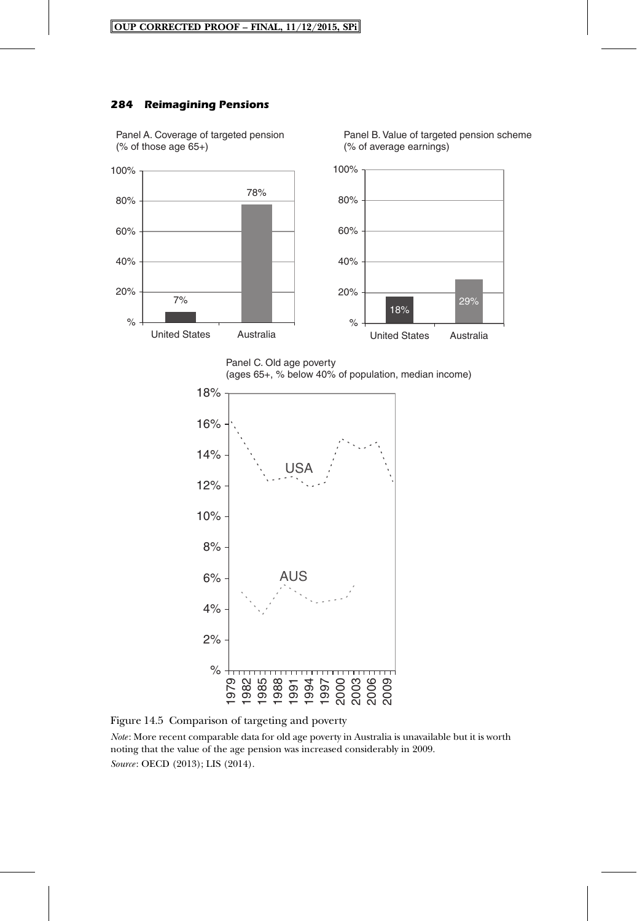Panel A. Coverage of targeted pension (% of those age 65+)

| | United States | Australia |
|---|---|---|
| Coverage | 7% | 78% |

Panel B. Value of targeted pension scheme (% of average earnings)

| | United States | Australia |
|---|---|---|
| Value | 18% | 29% |

Panel C. Old age poverty (ages 65+, % below 40% of population, median income)

Figure 14.5 Comparison of targeting and poverty

*Note*: More recent comparable data for old age poverty in Australia is unavailable but it is worth noting that the value of the age pension was increased considerably in 2009.

*Source*: OECD (2013); LIS (2014).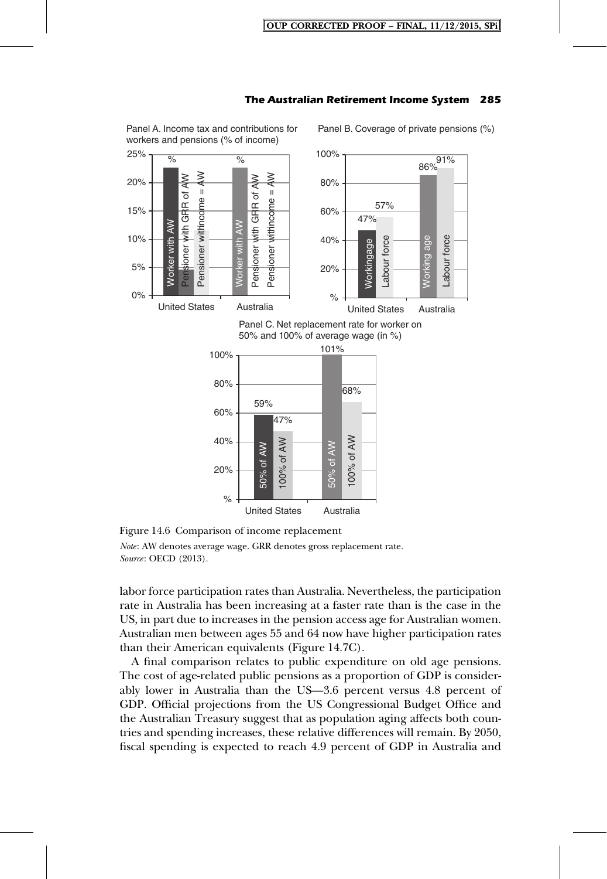Panel A. Income tax and contributions for workers and pensions (% of income)

Panel B. Coverage of private pensions (%)

Panel C. Net replacement rate for worker on 50% and 100% of average wage (in %)

Figure 14.6 Comparison of income replacement

*Note*: AW denotes average wage. GRR denotes gross replacement rate.
*Source*: OECD (2013).

labor force participation rates than Australia. Nevertheless, the participation rate in Australia has been increasing at a faster rate than is the case in the US, in part due to increases in the pension access age for Australian women. Australian men between ages 55 and 64 now have higher participation rates than their American equivalents (Figure 14.7C).

A final comparison relates to public expenditure on old age pensions. The cost of age-related public pensions as a proportion of GDP is considerably lower in Australia than the US—3.6 percent versus 4.8 percent of GDP. Official projections from the US Congressional Budget Office and the Australian Treasury suggest that as population aging affects both countries and spending increases, these relative differences will remain. By 2050, fiscal spending is expected to reach 4.9 percent of GDP in Australia and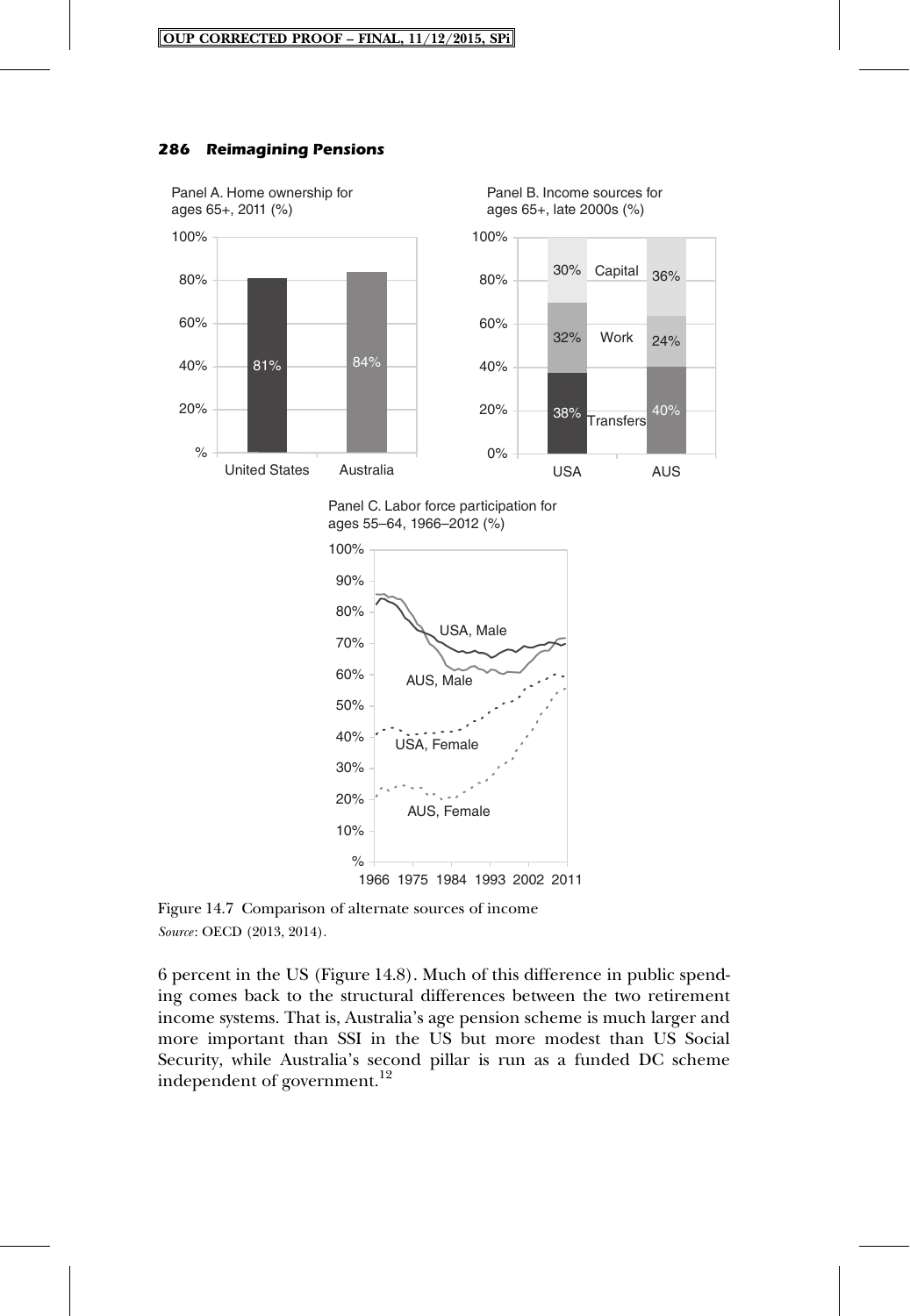Figure 14.7 Comparison of alternate sources of income
*Source*: OECD (2013, 2014).

6 percent in the US (Figure 14.8). Much of this difference in public spending comes back to the structural differences between the two retirement income systems. That is, Australia's age pension scheme is much larger and more important than SSI in the US but more modest than US Social Security, while Australia's second pillar is run as a funded DC scheme independent of government.[12]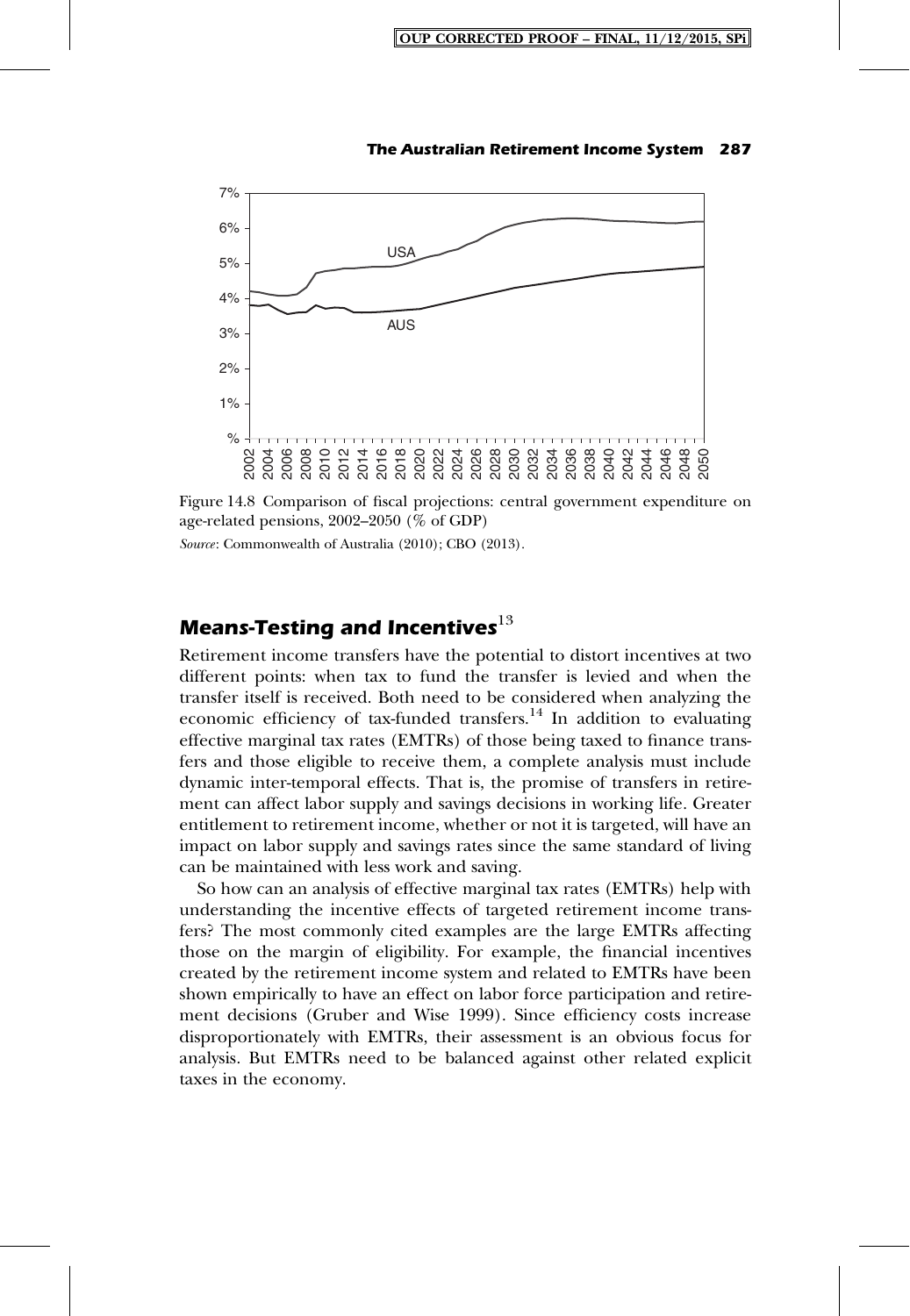Figure 14.8 Comparison of fiscal projections: central government expenditure on age-related pensions, 2002–2050 (% of GDP)

*Source*: Commonwealth of Australia (2010); CBO (2013).

## *Means-Testing and Incentives*[13]

Retirement income transfers have the potential to distort incentives at two different points: when tax to fund the transfer is levied and when the transfer itself is received. Both need to be considered when analyzing the economic efficiency of tax-funded transfers.[14] In addition to evaluating effective marginal tax rates (EMTRs) of those being taxed to finance transfers and those eligible to receive them, a complete analysis must include dynamic inter-temporal effects. That is, the promise of transfers in retirement can affect labor supply and savings decisions in working life. Greater entitlement to retirement income, whether or not it is targeted, will have an impact on labor supply and savings rates since the same standard of living can be maintained with less work and saving.

So how can an analysis of effective marginal tax rates (EMTRs) help with understanding the incentive effects of targeted retirement income transfers? The most commonly cited examples are the large EMTRs affecting those on the margin of eligibility. For example, the financial incentives created by the retirement income system and related to EMTRs have been shown empirically to have an effect on labor force participation and retirement decisions (Gruber and Wise 1999). Since efficiency costs increase disproportionately with EMTRs, their assessment is an obvious focus for analysis. But EMTRs need to be balanced against other related explicit taxes in the economy.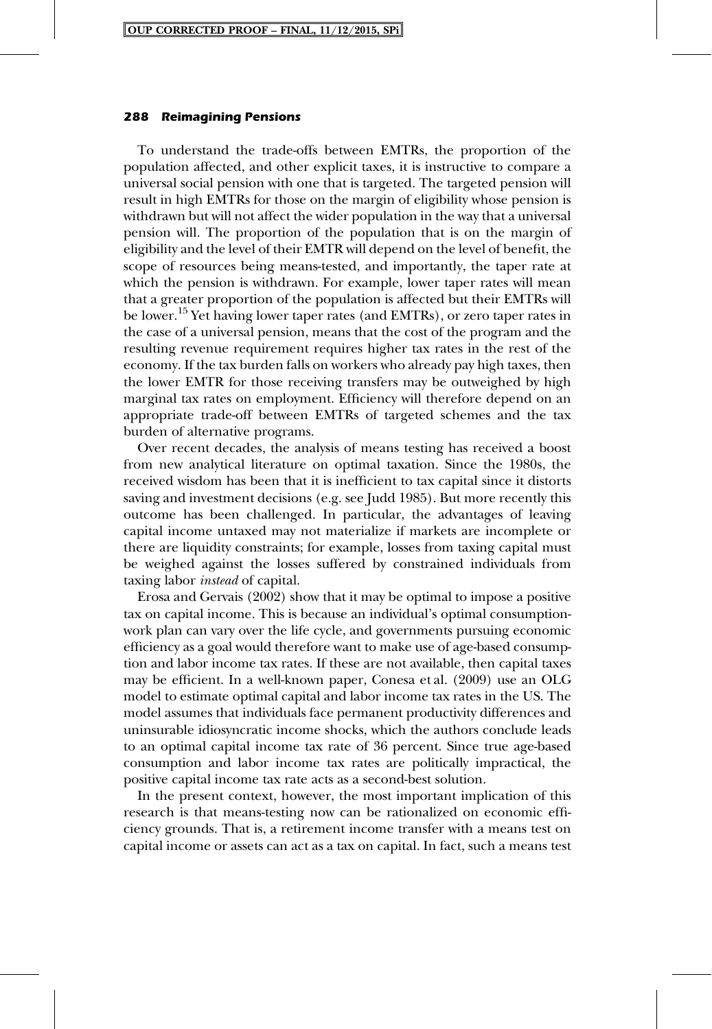To understand the trade-offs between EMTRs, the proportion of the population affected, and other explicit taxes, it is instructive to compare a universal social pension with one that is targeted. The targeted pension will result in high EMTRs for those on the margin of eligibility whose pension is withdrawn but will not affect the wider population in the way that a universal pension will. The proportion of the population that is on the margin of eligibility and the level of their EMTR will depend on the level of benefit, the scope of resources being means-tested, and importantly, the taper rate at which the pension is withdrawn. For example, lower taper rates will mean that a greater proportion of the population is affected but their EMTRs will be lower.[15] Yet having lower taper rates (and EMTRs), or zero taper rates in the case of a universal pension, means that the cost of the program and the resulting revenue requirement requires higher tax rates in the rest of the economy. If the tax burden falls on workers who already pay high taxes, then the lower EMTR for those receiving transfers may be outweighed by high marginal tax rates on employment. Efficiency will therefore depend on an appropriate trade-off between EMTRs of targeted schemes and the tax burden of alternative programs.

Over recent decades, the analysis of means testing has received a boost from new analytical literature on optimal taxation. Since the 1980s, the received wisdom has been that it is inefficient to tax capital since it distorts saving and investment decisions (e.g. see Judd 1985). But more recently this outcome has been challenged. In particular, the advantages of leaving capital income untaxed may not materialize if markets are incomplete or there are liquidity constraints; for example, losses from taxing capital must be weighed against the losses suffered by constrained individuals from taxing labor *instead* of capital.

Erosa and Gervais (2002) show that it may be optimal to impose a positive tax on capital income. This is because an individual's optimal consumption-work plan can vary over the life cycle, and governments pursuing economic efficiency as a goal would therefore want to make use of age-based consumption and labor income tax rates. If these are not available, then capital taxes may be efficient. In a well-known paper, Conesa et al. (2009) use an OLG model to estimate optimal capital and labor income tax rates in the US. The model assumes that individuals face permanent productivity differences and uninsurable idiosyncratic income shocks, which the authors conclude leads to an optimal capital income tax rate of 36 percent. Since true age-based consumption and labor income tax rates are politically impractical, the positive capital income tax rate acts as a second-best solution.

In the present context, however, the most important implication of this research is that means-testing now can be rationalized on economic efficiency grounds. That is, a retirement income transfer with a means test on capital income or assets can act as a tax on capital. In fact, such a means test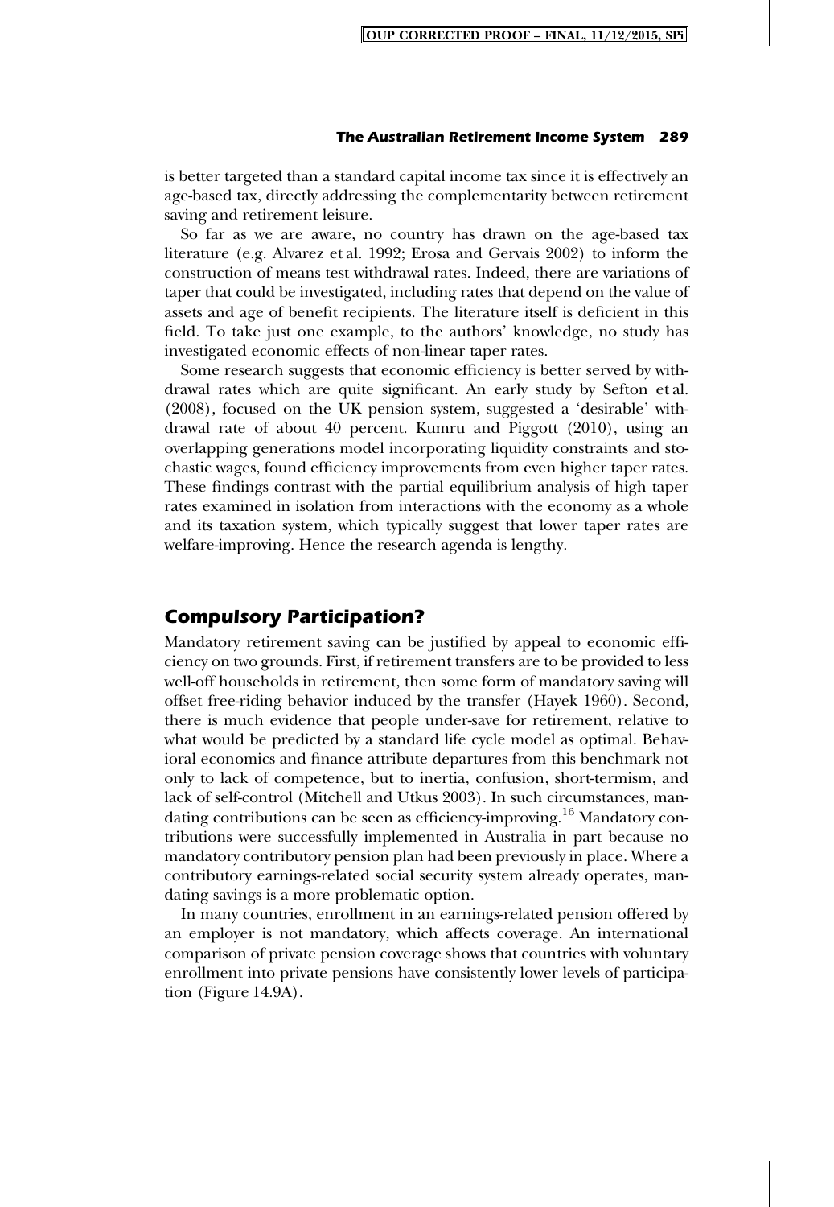is better targeted than a standard capital income tax since it is effectively an age-based tax, directly addressing the complementarity between retirement saving and retirement leisure.

So far as we are aware, no country has drawn on the age-based tax literature (e.g. Alvarez et al. 1992; Erosa and Gervais 2002) to inform the construction of means test withdrawal rates. Indeed, there are variations of taper that could be investigated, including rates that depend on the value of assets and age of benefit recipients. The literature itself is deficient in this field. To take just one example, to the authors' knowledge, no study has investigated economic effects of non-linear taper rates.

Some research suggests that economic efficiency is better served by withdrawal rates which are quite significant. An early study by Sefton et al. (2008), focused on the UK pension system, suggested a 'desirable' withdrawal rate of about 40 percent. Kumru and Piggott (2010), using an overlapping generations model incorporating liquidity constraints and stochastic wages, found efficiency improvements from even higher taper rates. These findings contrast with the partial equilibrium analysis of high taper rates examined in isolation from interactions with the economy as a whole and its taxation system, which typically suggest that lower taper rates are welfare-improving. Hence the research agenda is lengthy.

## Compulsory Participation?

Mandatory retirement saving can be justified by appeal to economic efficiency on two grounds. First, if retirement transfers are to be provided to less well-off households in retirement, then some form of mandatory saving will offset free-riding behavior induced by the transfer (Hayek 1960). Second, there is much evidence that people under-save for retirement, relative to what would be predicted by a standard life cycle model as optimal. Behavioral economics and finance attribute departures from this benchmark not only to lack of competence, but to inertia, confusion, short-termism, and lack of self-control (Mitchell and Utkus 2003). In such circumstances, mandating contributions can be seen as efficiency-improving.[16] Mandatory contributions were successfully implemented in Australia in part because no mandatory contributory pension plan had been previously in place. Where a contributory earnings-related social security system already operates, mandating savings is a more problematic option.

In many countries, enrollment in an earnings-related pension offered by an employer is not mandatory, which affects coverage. An international comparison of private pension coverage shows that countries with voluntary enrollment into private pensions have consistently lower levels of participation (Figure 14.9A).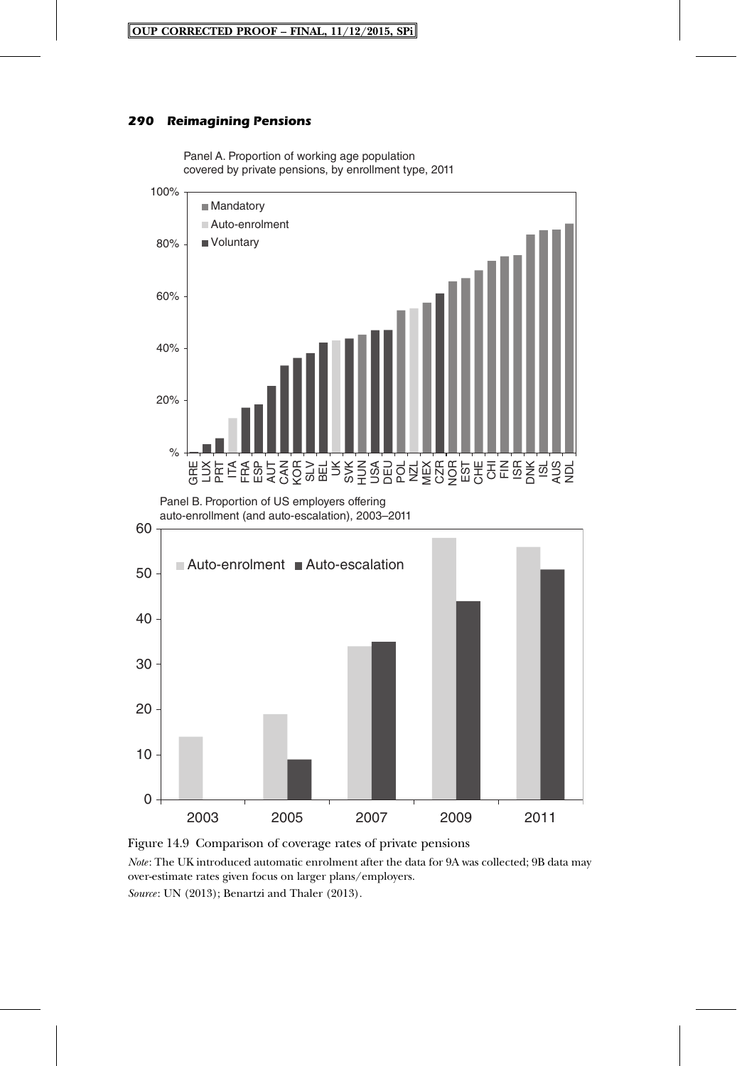Panel A. Proportion of working age population covered by private pensions, by enrollment type, 2011

Panel B. Proportion of US employers offering auto-enrollment (and auto-escalation), 2003–2011

Figure 14.9 Comparison of coverage rates of private pensions

*Note*: The UK introduced automatic enrolment after the data for 9A was collected; 9B data may over-estimate rates given focus on larger plans/employers.

*Source*: UN (2013); Benartzi and Thaler (2013).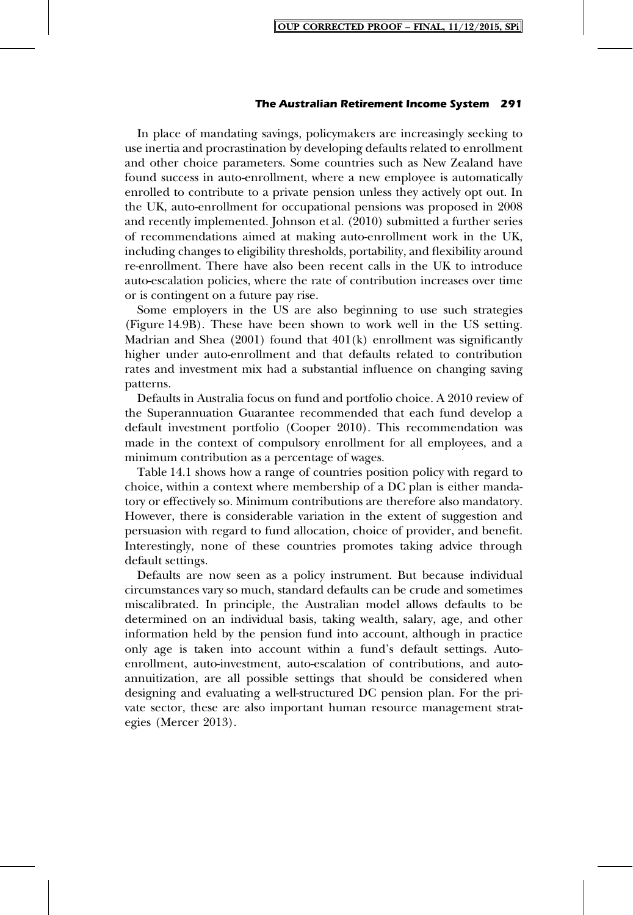In place of mandating savings, policymakers are increasingly seeking to use inertia and procrastination by developing defaults related to enrollment and other choice parameters. Some countries such as New Zealand have found success in auto-enrollment, where a new employee is automatically enrolled to contribute to a private pension unless they actively opt out. In the UK, auto-enrollment for occupational pensions was proposed in 2008 and recently implemented. Johnson et al. (2010) submitted a further series of recommendations aimed at making auto-enrollment work in the UK, including changes to eligibility thresholds, portability, and flexibility around re-enrollment. There have also been recent calls in the UK to introduce auto-escalation policies, where the rate of contribution increases over time or is contingent on a future pay rise.

Some employers in the US are also beginning to use such strategies (Figure 14.9B). These have been shown to work well in the US setting. Madrian and Shea (2001) found that 401(k) enrollment was significantly higher under auto-enrollment and that defaults related to contribution rates and investment mix had a substantial influence on changing saving patterns.

Defaults in Australia focus on fund and portfolio choice. A 2010 review of the Superannuation Guarantee recommended that each fund develop a default investment portfolio (Cooper 2010). This recommendation was made in the context of compulsory enrollment for all employees, and a minimum contribution as a percentage of wages.

Table 14.1 shows how a range of countries position policy with regard to choice, within a context where membership of a DC plan is either mandatory or effectively so. Minimum contributions are therefore also mandatory. However, there is considerable variation in the extent of suggestion and persuasion with regard to fund allocation, choice of provider, and benefit. Interestingly, none of these countries promotes taking advice through default settings.

Defaults are now seen as a policy instrument. But because individual circumstances vary so much, standard defaults can be crude and sometimes miscalibrated. In principle, the Australian model allows defaults to be determined on an individual basis, taking wealth, salary, age, and other information held by the pension fund into account, although in practice only age is taken into account within a fund's default settings. Auto-enrollment, auto-investment, auto-escalation of contributions, and auto-annuitization, are all possible settings that should be considered when designing and evaluating a well-structured DC pension plan. For the private sector, these are also important human resource management strategies (Mercer 2013).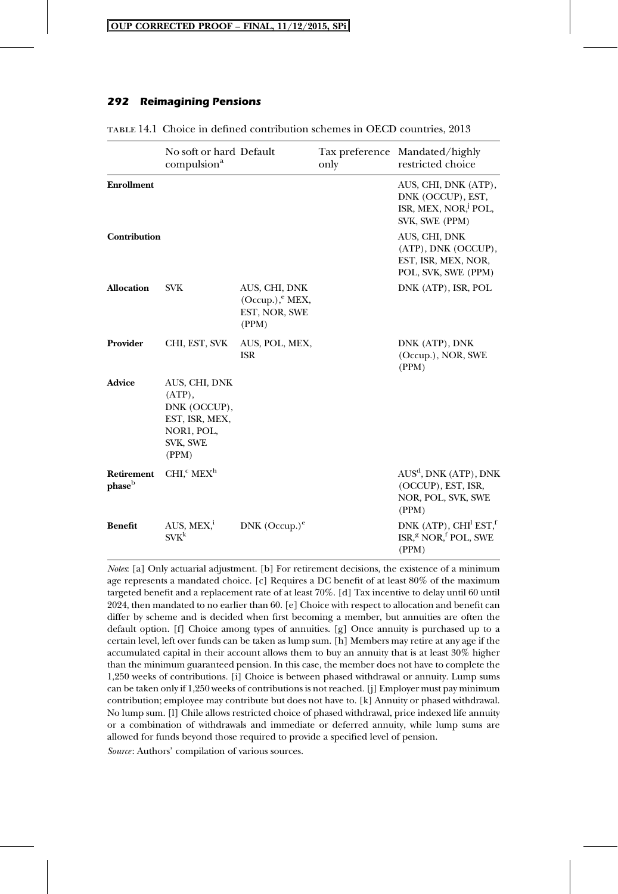TABLE 14.1 Choice in defined contribution schemes in OECD countries, 2013

| | No soft or hard compulsion[a] | Default | Tax preference only | Mandated/highly restricted choice |
|---|---|---|---|---|
| **Enrollment** | | | | AUS, CHI, DNK (ATP), DNK (OCCUP), EST, ISR, MEX, NOR,[j] POL, SVK, SWE (PPM) |
| **Contribution** | | | | AUS, CHI, DNK (ATP), DNK (OCCUP), EST, ISR, MEX, NOR, POL, SVK, SWE (PPM) |
| **Allocation** | SVK | AUS, CHI, DNK (Occup.),[e] MEX, EST, NOR, SWE (PPM) | | DNK (ATP), ISR, POL |
| **Provider** | CHI, EST, SVK | AUS, POL, MEX, ISR | | DNK (ATP), DNK (Occup.), NOR, SWE (PPM) |
| **Advice** | AUS, CHI, DNK (ATP), DNK (OCCUP), EST, ISR, MEX, NOR1, POL, SVK, SWE (PPM) | | | |
| **Retirement phase**[b] | CHI,[c] MEX[h] | | | AUS[d], DNK (ATP), DNK (OCCUP), EST, ISR, NOR, POL, SVK, SWE (PPM) |
| **Benefit** | AUS, MEX,[i] SVK[k] | DNK (Occup.)[e] | | DNK (ATP), CHI[l] EST,[f] ISR,[g] NOR,[f] POL, SWE (PPM) |

*Notes*: [a] Only actuarial adjustment. [b] For retirement decisions, the existence of a minimum age represents a mandated choice. [c] Requires a DC benefit of at least 80% of the maximum targeted benefit and a replacement rate of at least 70%. [d] Tax incentive to delay until 60 until 2024, then mandated to no earlier than 60. [e] Choice with respect to allocation and benefit can differ by scheme and is decided when first becoming a member, but annuities are often the default option. [f] Choice among types of annuities. [g] Once annuity is purchased up to a certain level, left over funds can be taken as lump sum. [h] Members may retire at any age if the accumulated capital in their account allows them to buy an annuity that is at least 30% higher than the minimum guaranteed pension. In this case, the member does not have to complete the 1,250 weeks of contributions. [i] Choice is between phased withdrawal or annuity. Lump sums can be taken only if 1,250 weeks of contributions is not reached. [j] Employer must pay minimum contribution; employee may contribute but does not have to. [k] Annuity or phased withdrawal. No lump sum. [l] Chile allows restricted choice of phased withdrawal, price indexed life annuity or a combination of withdrawals and immediate or deferred annuity, while lump sums are allowed for funds beyond those required to provide a specified level of pension.

*Source*: Authors' compilation of various sources.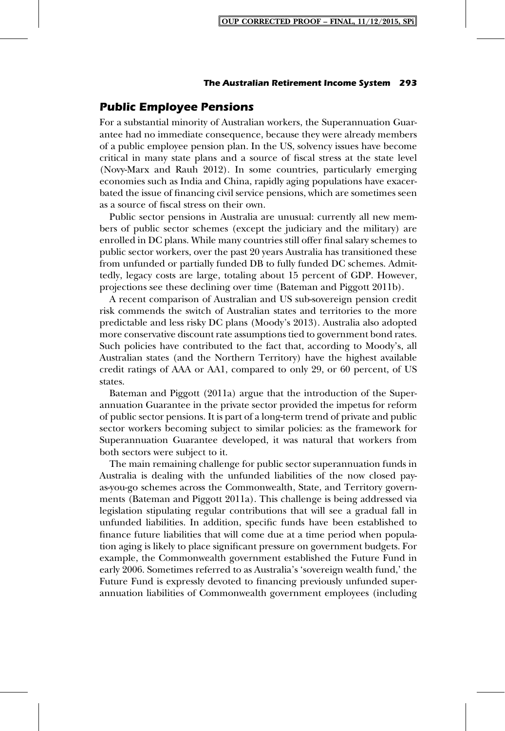## Public Employee Pensions

For a substantial minority of Australian workers, the Superannuation Guarantee had no immediate consequence, because they were already members of a public employee pension plan. In the US, solvency issues have become critical in many state plans and a source of fiscal stress at the state level (Novy-Marx and Rauh 2012). In some countries, particularly emerging economies such as India and China, rapidly aging populations have exacerbated the issue of financing civil service pensions, which are sometimes seen as a source of fiscal stress on their own.

Public sector pensions in Australia are unusual: currently all new members of public sector schemes (except the judiciary and the military) are enrolled in DC plans. While many countries still offer final salary schemes to public sector workers, over the past 20 years Australia has transitioned these from unfunded or partially funded DB to fully funded DC schemes. Admittedly, legacy costs are large, totaling about 15 percent of GDP. However, projections see these declining over time (Bateman and Piggott 2011b).

A recent comparison of Australian and US sub-sovereign pension credit risk commends the switch of Australian states and territories to the more predictable and less risky DC plans (Moody's 2013). Australia also adopted more conservative discount rate assumptions tied to government bond rates. Such policies have contributed to the fact that, according to Moody's, all Australian states (and the Northern Territory) have the highest available credit ratings of AAA or AA1, compared to only 29, or 60 percent, of US states.

Bateman and Piggott (2011a) argue that the introduction of the Superannuation Guarantee in the private sector provided the impetus for reform of public sector pensions. It is part of a long-term trend of private and public sector workers becoming subject to similar policies: as the framework for Superannuation Guarantee developed, it was natural that workers from both sectors were subject to it.

The main remaining challenge for public sector superannuation funds in Australia is dealing with the unfunded liabilities of the now closed pay-as-you-go schemes across the Commonwealth, State, and Territory governments (Bateman and Piggott 2011a). This challenge is being addressed via legislation stipulating regular contributions that will see a gradual fall in unfunded liabilities. In addition, specific funds have been established to finance future liabilities that will come due at a time period when population aging is likely to place significant pressure on government budgets. For example, the Commonwealth government established the Future Fund in early 2006. Sometimes referred to as Australia's 'sovereign wealth fund,' the Future Fund is expressly devoted to financing previously unfunded superannuation liabilities of Commonwealth government employees (including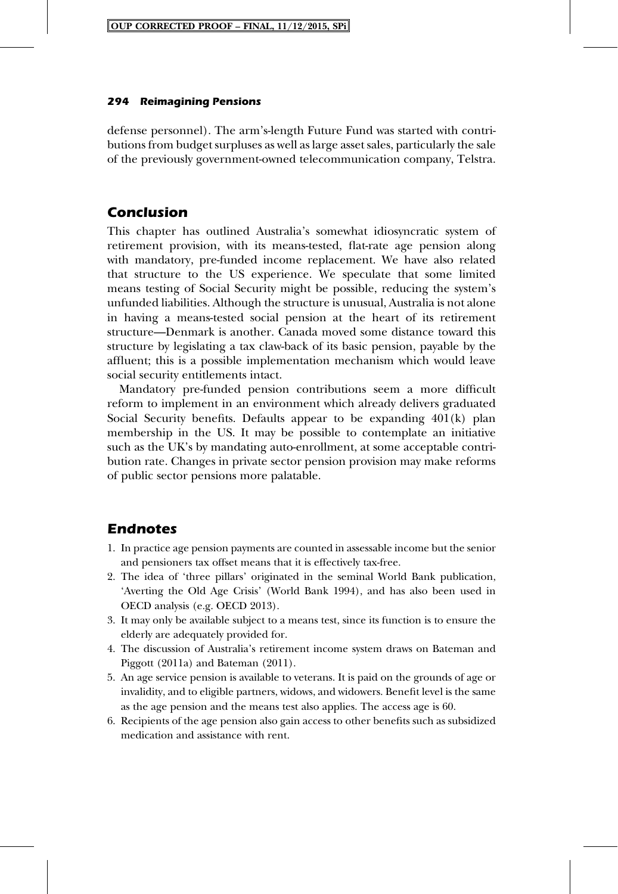defense personnel). The arm's-length Future Fund was started with contributions from budget surpluses as well as large asset sales, particularly the sale of the previously government-owned telecommunication company, Telstra.

## Conclusion

This chapter has outlined Australia's somewhat idiosyncratic system of retirement provision, with its means-tested, flat-rate age pension along with mandatory, pre-funded income replacement. We have also related that structure to the US experience. We speculate that some limited means testing of Social Security might be possible, reducing the system's unfunded liabilities. Although the structure is unusual, Australia is not alone in having a means-tested social pension at the heart of its retirement structure—Denmark is another. Canada moved some distance toward this structure by legislating a tax claw-back of its basic pension, payable by the affluent; this is a possible implementation mechanism which would leave social security entitlements intact.

Mandatory pre-funded pension contributions seem a more difficult reform to implement in an environment which already delivers graduated Social Security benefits. Defaults appear to be expanding 401(k) plan membership in the US. It may be possible to contemplate an initiative such as the UK's by mandating auto-enrollment, at some acceptable contribution rate. Changes in private sector pension provision may make reforms of public sector pensions more palatable.

## Endnotes

1. In practice age pension payments are counted in assessable income but the senior and pensioners tax offset means that it is effectively tax-free.
2. The idea of 'three pillars' originated in the seminal World Bank publication, 'Averting the Old Age Crisis' (World Bank 1994), and has also been used in OECD analysis (e.g. OECD 2013).
3. It may only be available subject to a means test, since its function is to ensure the elderly are adequately provided for.
4. The discussion of Australia's retirement income system draws on Bateman and Piggott (2011a) and Bateman (2011).
5. An age service pension is available to veterans. It is paid on the grounds of age or invalidity, and to eligible partners, widows, and widowers. Benefit level is the same as the age pension and the means test also applies. The access age is 60.
6. Recipients of the age pension also gain access to other benefits such as subsidized medication and assistance with rent.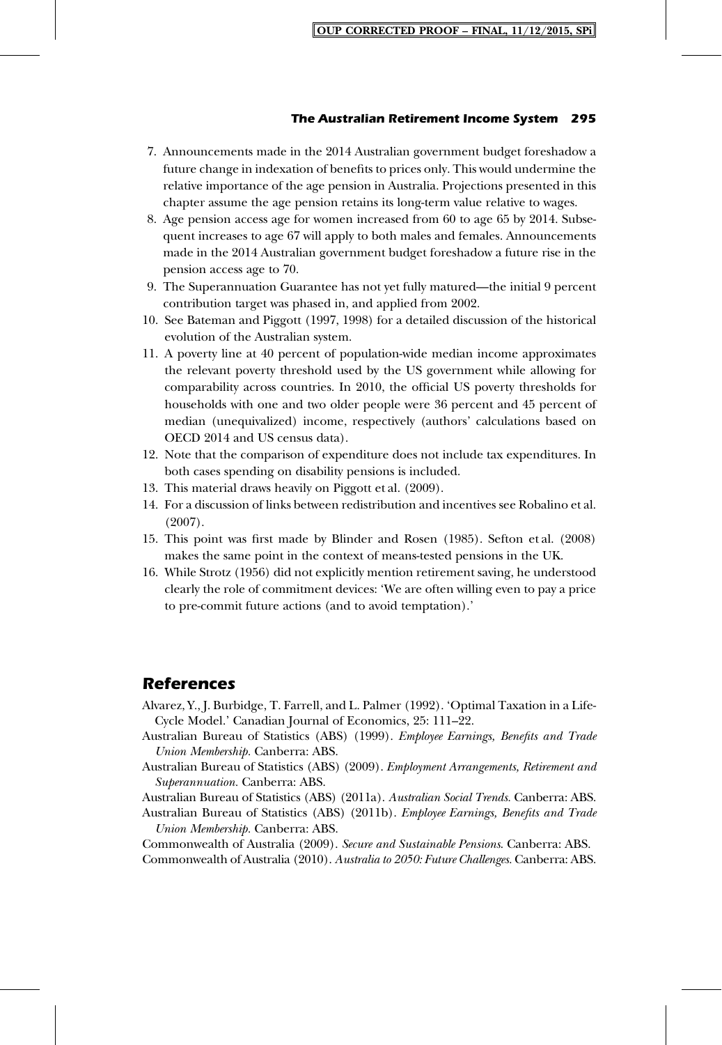7. Announcements made in the 2014 Australian government budget foreshadow a future change in indexation of benefits to prices only. This would undermine the relative importance of the age pension in Australia. Projections presented in this chapter assume the age pension retains its long-term value relative to wages.
8. Age pension access age for women increased from 60 to age 65 by 2014. Subsequent increases to age 67 will apply to both males and females. Announcements made in the 2014 Australian government budget foreshadow a future rise in the pension access age to 70.
9. The Superannuation Guarantee has not yet fully matured—the initial 9 percent contribution target was phased in, and applied from 2002.
10. See Bateman and Piggott (1997, 1998) for a detailed discussion of the historical evolution of the Australian system.
11. A poverty line at 40 percent of population-wide median income approximates the relevant poverty threshold used by the US government while allowing for comparability across countries. In 2010, the official US poverty thresholds for households with one and two older people were 36 percent and 45 percent of median (unequivalized) income, respectively (authors' calculations based on OECD 2014 and US census data).
12. Note that the comparison of expenditure does not include tax expenditures. In both cases spending on disability pensions is included.
13. This material draws heavily on Piggott et al. (2009).
14. For a discussion of links between redistribution and incentives see Robalino et al. (2007).
15. This point was first made by Blinder and Rosen (1985). Sefton et al. (2008) makes the same point in the context of means-tested pensions in the UK.
16. While Strotz (1956) did not explicitly mention retirement saving, he understood clearly the role of commitment devices: 'We are often willing even to pay a price to pre-commit future actions (and to avoid temptation).'

## References

Alvarez, Y., J. Burbidge, T. Farrell, and L. Palmer (1992). 'Optimal Taxation in a Life-Cycle Model.' Canadian Journal of Economics, 25: 111–22.

Australian Bureau of Statistics (ABS) (1999). *Employee Earnings, Benefits and Trade Union Membership*. Canberra: ABS.

Australian Bureau of Statistics (ABS) (2009). *Employment Arrangements, Retirement and Superannuation*. Canberra: ABS.

Australian Bureau of Statistics (ABS) (2011a). *Australian Social Trends*. Canberra: ABS.

Australian Bureau of Statistics (ABS) (2011b). *Employee Earnings, Benefits and Trade Union Membership*. Canberra: ABS.

Commonwealth of Australia (2009). *Secure and Sustainable Pensions*. Canberra: ABS.

Commonwealth of Australia (2010). *Australia to 2050: Future Challenges*. Canberra: ABS.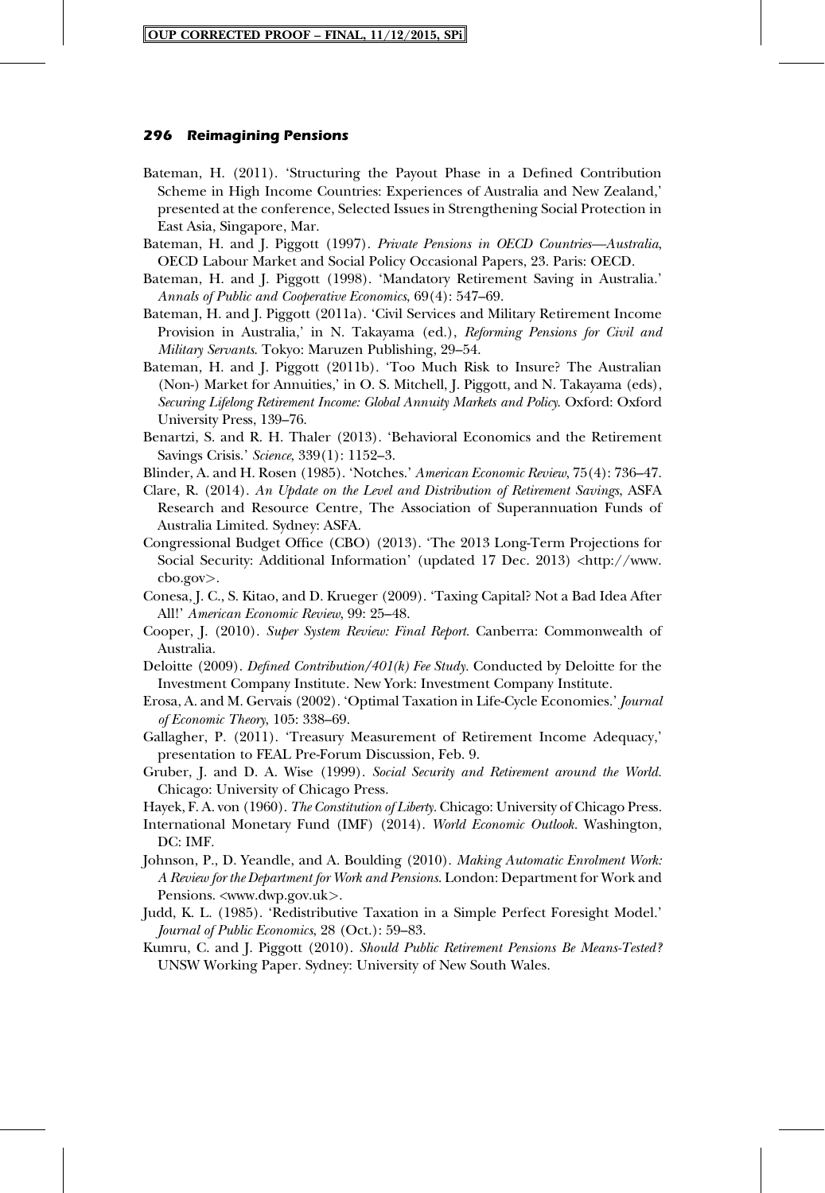Bateman, H. (2011). 'Structuring the Payout Phase in a Defined Contribution Scheme in High Income Countries: Experiences of Australia and New Zealand,' presented at the conference, Selected Issues in Strengthening Social Protection in East Asia, Singapore, Mar.

Bateman, H. and J. Piggott (1997). *Private Pensions in OECD Countries—Australia*, OECD Labour Market and Social Policy Occasional Papers, 23. Paris: OECD.

Bateman, H. and J. Piggott (1998). 'Mandatory Retirement Saving in Australia.' *Annals of Public and Cooperative Economics*, 69(4): 547–69.

Bateman, H. and J. Piggott (2011a). 'Civil Services and Military Retirement Income Provision in Australia,' in N. Takayama (ed.), *Reforming Pensions for Civil and Military Servants*. Tokyo: Maruzen Publishing, 29–54.

Bateman, H. and J. Piggott (2011b). 'Too Much Risk to Insure? The Australian (Non-) Market for Annuities,' in O. S. Mitchell, J. Piggott, and N. Takayama (eds), *Securing Lifelong Retirement Income: Global Annuity Markets and Policy*. Oxford: Oxford University Press, 139–76.

Benartzi, S. and R. H. Thaler (2013). 'Behavioral Economics and the Retirement Savings Crisis.' *Science*, 339(1): 1152–3.

Blinder, A. and H. Rosen (1985). 'Notches.' *American Economic Review*, 75(4): 736–47.

Clare, R. (2014). *An Update on the Level and Distribution of Retirement Savings*, ASFA Research and Resource Centre*,* The Association of Superannuation Funds of Australia Limited. Sydney: ASFA.

Congressional Budget Office (CBO) (2013). 'The 2013 Long-Term Projections for Social Security: Additional Information' (updated 17 Dec. 2013) <http://www.cbo.gov>.

Conesa, J. C., S. Kitao, and D. Krueger (2009). 'Taxing Capital? Not a Bad Idea After All!' *American Economic Review*, 99: 25–48.

Cooper, J. (2010). *Super System Review: Final Report*. Canberra: Commonwealth of Australia.

Deloitte (2009). *Defined Contribution/401(k) Fee Study*. Conducted by Deloitte for the Investment Company Institute. New York: Investment Company Institute.

Erosa, A. and M. Gervais (2002). 'Optimal Taxation in Life-Cycle Economies.' *Journal of Economic Theory*, 105: 338–69.

Gallagher, P. (2011). 'Treasury Measurement of Retirement Income Adequacy,' presentation to FEAL Pre-Forum Discussion, Feb. 9.

Gruber, J. and D. A. Wise (1999). *Social Security and Retirement around the World*. Chicago: University of Chicago Press.

Hayek, F. A. von (1960). *The Constitution of Liberty*. Chicago: University of Chicago Press.

International Monetary Fund (IMF) (2014). *World Economic Outlook*. Washington, DC: IMF.

Johnson, P., D. Yeandle, and A. Boulding (2010). *Making Automatic Enrolment Work: A Review for the Department for Work and Pensions*. London: Department for Work and Pensions. <www.dwp.gov.uk>.

Judd, K. L. (1985). 'Redistributive Taxation in a Simple Perfect Foresight Model.' *Journal of Public Economics*, 28 (Oct.): 59–83.

Kumru, C. and J. Piggott (2010). *Should Public Retirement Pensions Be Means-Tested?* UNSW Working Paper. Sydney: University of New South Wales.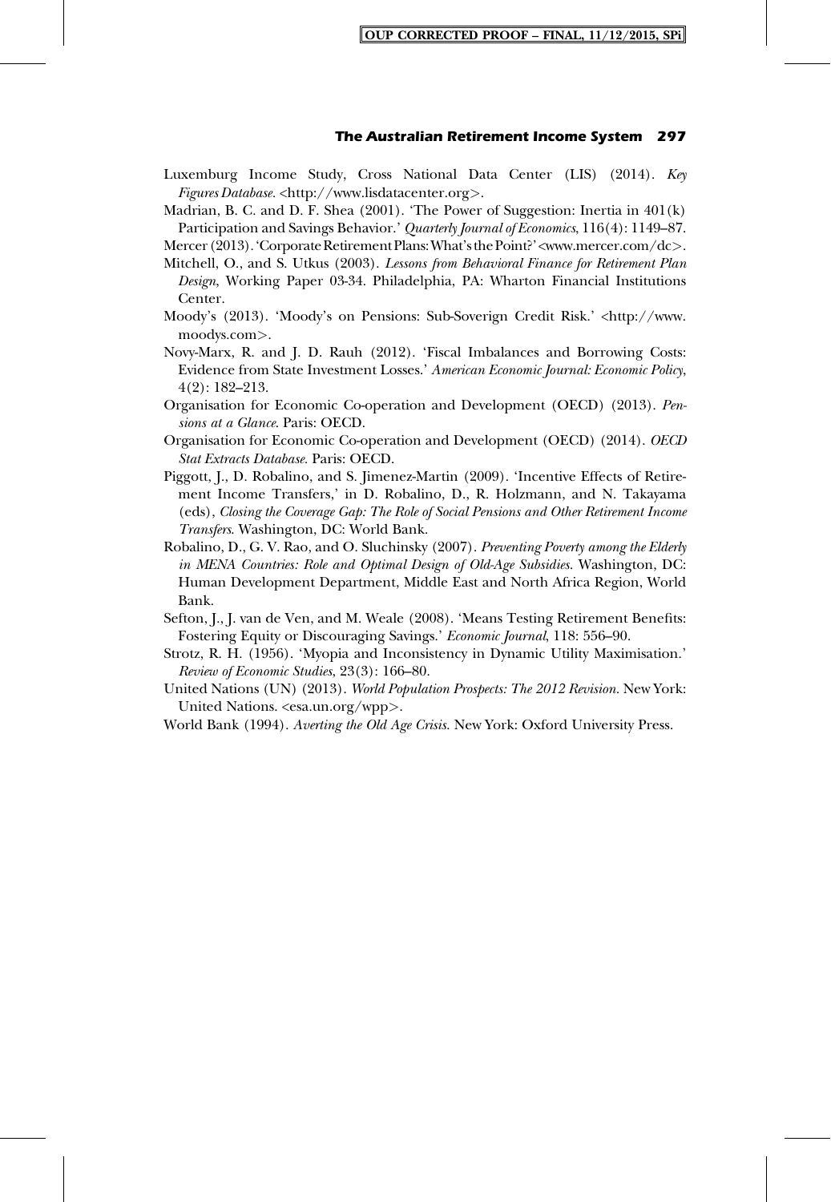Luxemburg Income Study, Cross National Data Center (LIS) (2014). *Key Figures Database*. <http://www.lisdatacenter.org>.

Madrian, B. C. and D. F. Shea (2001). 'The Power of Suggestion: Inertia in 401(k) Participation and Savings Behavior.' *Quarterly Journal of Economics*, 116(4): 1149–87.

Mercer (2013). 'Corporate Retirement Plans: What's the Point?' <www.mercer.com/dc>.

Mitchell, O., and S. Utkus (2003). *Lessons from Behavioral Finance for Retirement Plan Design*, Working Paper 03-34. Philadelphia, PA: Wharton Financial Institutions Center.

Moody's (2013). 'Moody's on Pensions: Sub-Soverign Credit Risk.' <http://www.moodys.com>.

Novy-Marx, R. and J. D. Rauh (2012). 'Fiscal Imbalances and Borrowing Costs: Evidence from State Investment Losses.' *American Economic Journal: Economic Policy*, 4(2): 182–213.

Organisation for Economic Co-operation and Development (OECD) (2013). *Pensions at a Glance*. Paris: OECD.

Organisation for Economic Co-operation and Development (OECD) (2014). *OECD Stat Extracts Database*. Paris: OECD.

Piggott, J., D. Robalino, and S. Jimenez-Martin (2009). 'Incentive Effects of Retirement Income Transfers,' in D. Robalino, D., R. Holzmann, and N. Takayama (eds), *Closing the Coverage Gap: The Role of Social Pensions and Other Retirement Income Transfers*. Washington, DC: World Bank.

Robalino, D., G. V. Rao, and O. Sluchinsky (2007). *Preventing Poverty among the Elderly in MENA Countries: Role and Optimal Design of Old-Age Subsidies*. Washington, DC: Human Development Department, Middle East and North Africa Region, World Bank.

Sefton, J., J. van de Ven, and M. Weale (2008). 'Means Testing Retirement Benefits: Fostering Equity or Discouraging Savings.' *Economic Journal*, 118: 556–90.

Strotz, R. H. (1956). 'Myopia and Inconsistency in Dynamic Utility Maximisation.' *Review of Economic Studies*, 23(3): 166–80.

United Nations (UN) (2013). *World Population Prospects: The 2012 Revision*. New York: United Nations. <esa.un.org/wpp>.

World Bank (1994). *Averting the Old Age Crisis*. New York: Oxford University Press.